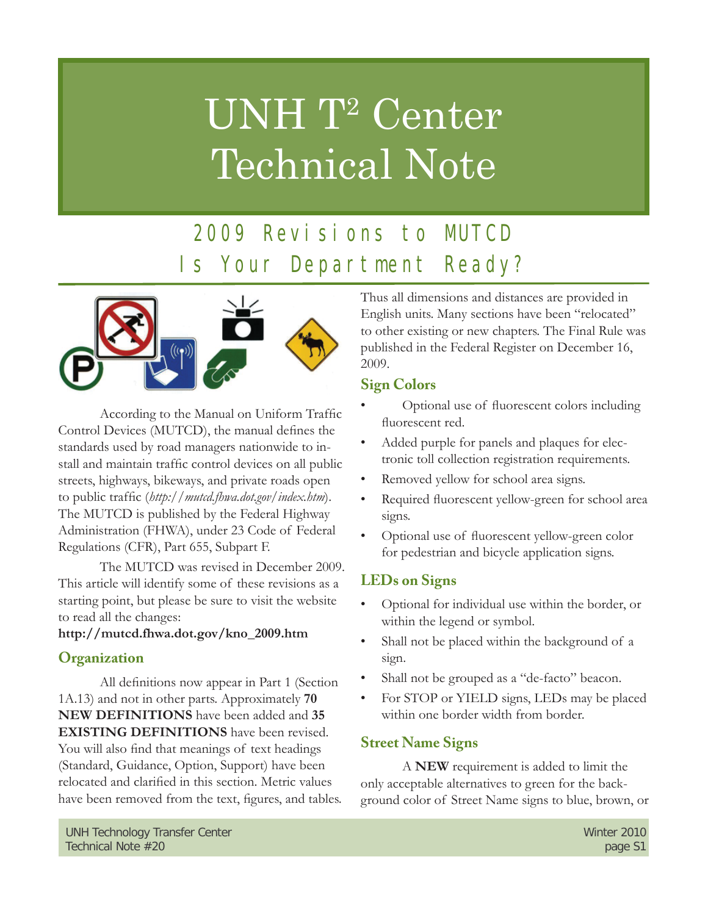# UNH T² Center Technical Note

## 2009 Revisions to MUTCD
## Is Your Department Ready?

According to the Manual on Uniform Traffic Control Devices (MUTCD), the manual defines the standards used by road managers nationwide to install and maintain traffic control devices on all public streets, highways, bikeways, and private roads open to public traffic (*http://mutcd.fhwa.dot.gov/index.htm*). The MUTCD is published by the Federal Highway Administration (FHWA), under 23 Code of Federal Regulations (CFR), Part 655, Subpart F.

The MUTCD was revised in December 2009. This article will identify some of these revisions as a starting point, but please be sure to visit the website to read all the changes:
**http://mutcd.fhwa.dot.gov/kno_2009.htm**

### Organization

All definitions now appear in Part 1 (Section 1A.13) and not in other parts. Approximately **70 NEW DEFINITIONS** have been added and **35 EXISTING DEFINITIONS** have been revised. You will also find that meanings of text headings (Standard, Guidance, Option, Support) have been relocated and clarified in this section. Metric values have been removed from the text, figures, and tables. Thus all dimensions and distances are provided in English units. Many sections have been "relocated" to other existing or new chapters. The Final Rule was published in the Federal Register on December 16, 2009.

### Sign Colors

- Optional use of fluorescent colors including fluorescent red.
- Added purple for panels and plaques for electronic toll collection registration requirements.
- Removed yellow for school area signs.
- Required fluorescent yellow-green for school area signs.
- Optional use of fluorescent yellow-green color for pedestrian and bicycle application signs.

### LEDs on Signs

- Optional for individual use within the border, or within the legend or symbol.
- Shall not be placed within the background of a sign.
- Shall not be grouped as a "de-facto" beacon.
- For STOP or YIELD signs, LEDs may be placed within one border width from border.

### Street Name Signs

A **NEW** requirement is added to limit the only acceptable alternatives to green for the background color of Street Name signs to blue, brown, or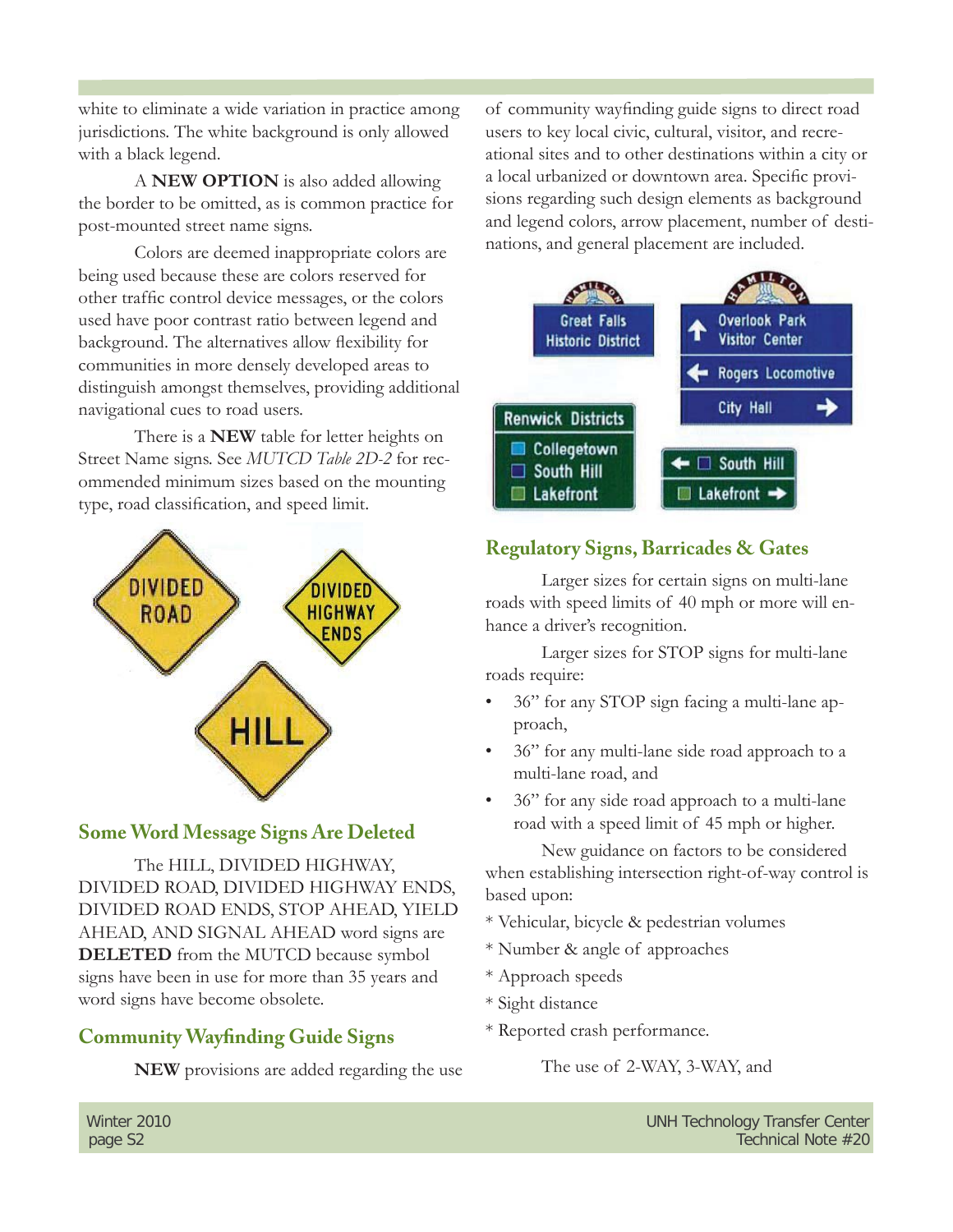white to eliminate a wide variation in practice among jurisdictions. The white background is only allowed with a black legend.

A **NEW OPTION** is also added allowing the border to be omitted, as is common practice for post-mounted street name signs.

Colors are deemed inappropriate colors are being used because these are colors reserved for other traffic control device messages, or the colors used have poor contrast ratio between legend and background. The alternatives allow flexibility for communities in more densely developed areas to distinguish amongst themselves, providing additional navigational cues to road users.

There is a **NEW** table for letter heights on Street Name signs. See *MUTCD Table 2D-2* for recommended minimum sizes based on the mounting type, road classification, and speed limit.

## Some Word Message Signs Are Deleted

The HILL, DIVIDED HIGHWAY, DIVIDED ROAD, DIVIDED HIGHWAY ENDS, DIVIDED ROAD ENDS, STOP AHEAD, YIELD AHEAD, AND SIGNAL AHEAD word signs are **DELETED** from the MUTCD because symbol signs have been in use for more than 35 years and word signs have become obsolete.

## Community Wayfinding Guide Signs

**NEW** provisions are added regarding the use of community wayfinding guide signs to direct road users to key local civic, cultural, visitor, and recreational sites and to other destinations within a city or a local urbanized or downtown area. Specific provisions regarding such design elements as background and legend colors, arrow placement, number of destinations, and general placement are included.

## Regulatory Signs, Barricades & Gates

Larger sizes for certain signs on multi-lane roads with speed limits of 40 mph or more will enhance a driver's recognition.

Larger sizes for STOP signs for multi-lane roads require:

- 36" for any STOP sign facing a multi-lane approach,
- 36" for any multi-lane side road approach to a multi-lane road, and
- 36" for any side road approach to a multi-lane road with a speed limit of 45 mph or higher.

New guidance on factors to be considered when establishing intersection right-of-way control is based upon:

* Vehicular, bicycle & pedestrian volumes
* Number & angle of approaches
* Approach speeds
* Sight distance
* Reported crash performance.

The use of 2-WAY, 3-WAY, and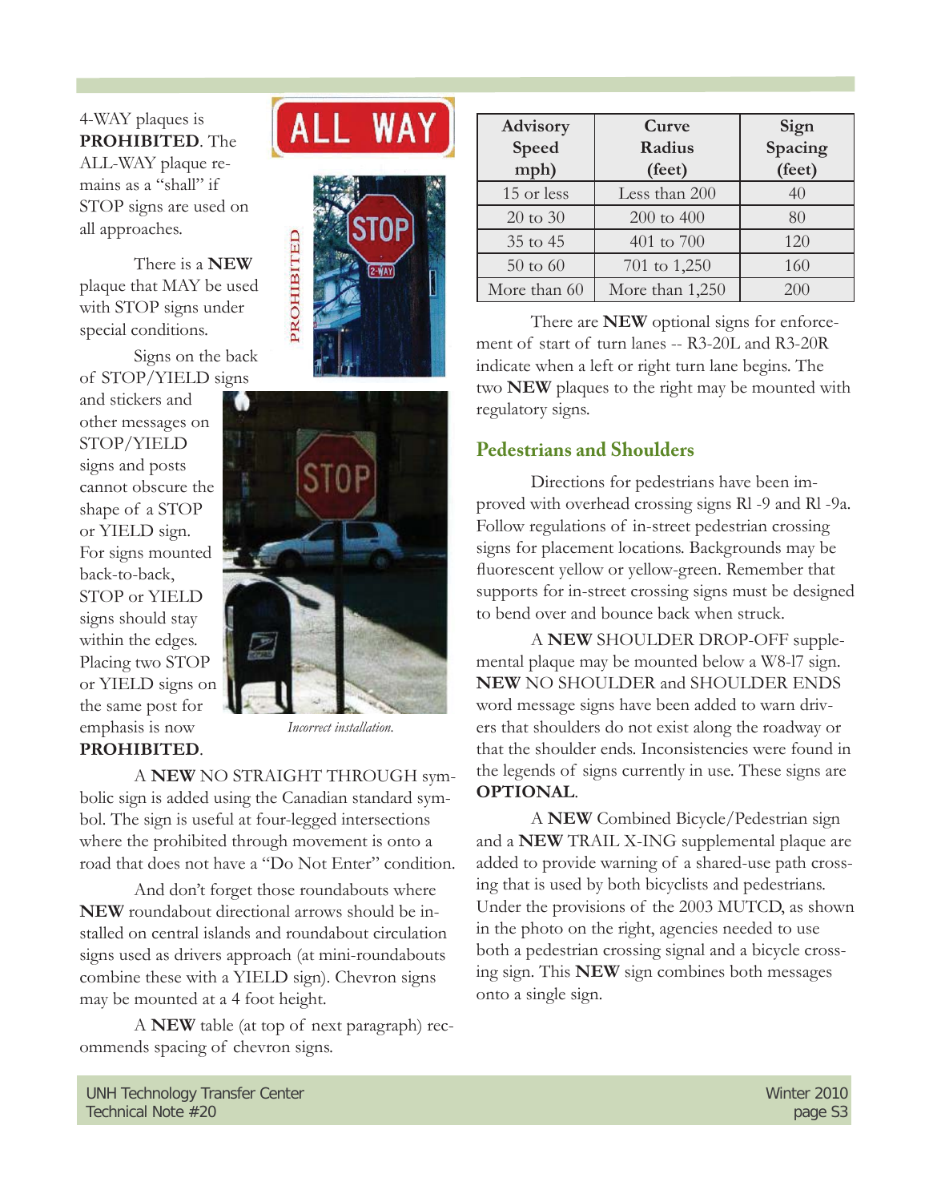4-WAY plaques is **PROHIBITED**. The ALL-WAY plaque remains as a "shall" if STOP signs are used on all approaches.

There is a **NEW** plaque that MAY be used with STOP signs under special conditions.

Signs on the back of STOP/YIELD signs and stickers and other messages on STOP/YIELD signs and posts cannot obscure the shape of a STOP or YIELD sign. For signs mounted back-to-back, STOP or YIELD signs should stay within the edges. Placing two STOP or YIELD signs on the same post for emphasis is now **PROHIBITED**.

*Incorrect installation.*

A **NEW** NO STRAIGHT THROUGH symbolic sign is added using the Canadian standard symbol. The sign is useful at four-legged intersections where the prohibited through movement is onto a road that does not have a "Do Not Enter" condition.

And don't forget those roundabouts where **NEW** roundabout directional arrows should be installed on central islands and roundabout circulation signs used as drivers approach (at mini-roundabouts combine these with a YIELD sign). Chevron signs may be mounted at a 4 foot height.

A **NEW** table (at top of next paragraph) recommends spacing of chevron signs.

| Advisory Speed mph) | Curve Radius (feet) | Sign Spacing (feet) |
|---|---|---|
| 15 or less | Less than 200 | 40 |
| 20 to 30 | 200 to 400 | 80 |
| 35 to 45 | 401 to 700 | 120 |
| 50 to 60 | 701 to 1,250 | 160 |
| More than 60 | More than 1,250 | 200 |

There are **NEW** optional signs for enforcement of start of turn lanes -- R3-20L and R3-20R indicate when a left or right turn lane begins. The two **NEW** plaques to the right may be mounted with regulatory signs.

## Pedestrians and Shoulders

Directions for pedestrians have been improved with overhead crossing signs Rl -9 and Rl -9a. Follow regulations of in-street pedestrian crossing signs for placement locations. Backgrounds may be fluorescent yellow or yellow-green. Remember that supports for in-street crossing signs must be designed to bend over and bounce back when struck.

A **NEW** SHOULDER DROP-OFF supplemental plaque may be mounted below a W8-l7 sign. **NEW** NO SHOULDER and SHOULDER ENDS word message signs have been added to warn drivers that shoulders do not exist along the roadway or that the shoulder ends. Inconsistencies were found in the legends of signs currently in use. These signs are **OPTIONAL**.

A **NEW** Combined Bicycle/Pedestrian sign and a **NEW** TRAIL X-ING supplemental plaque are added to provide warning of a shared-use path crossing that is used by both bicyclists and pedestrians. Under the provisions of the 2003 MUTCD, as shown in the photo on the right, agencies needed to use both a pedestrian crossing signal and a bicycle crossing sign. This **NEW** sign combines both messages onto a single sign.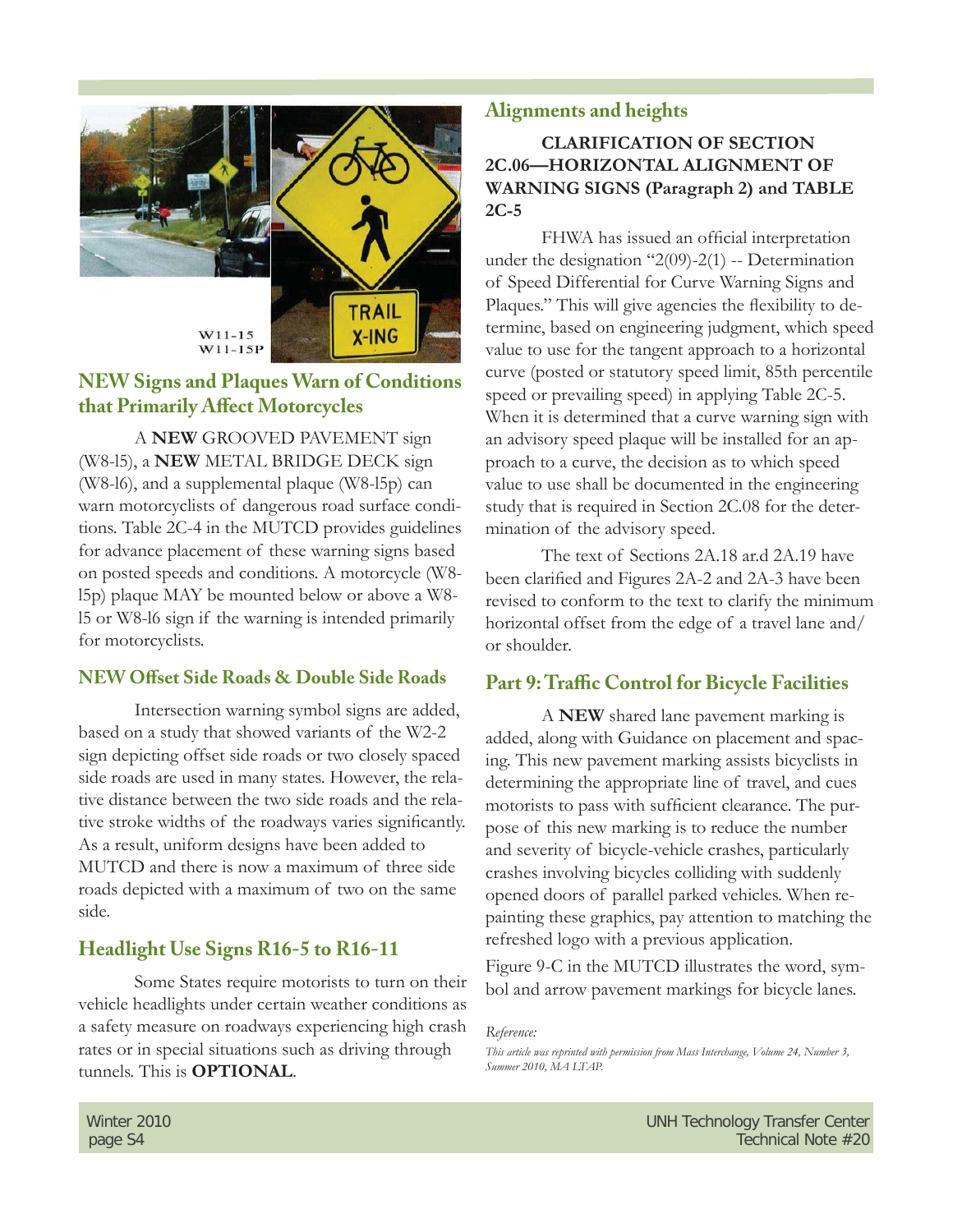W11-15
W11-15P

## NEW Signs and Plaques Warn of Conditions that Primarily Affect Motorcycles

A **NEW** GROOVED PAVEMENT sign (W8-15), a **NEW** METAL BRIDGE DECK sign (W8-16), and a supplemental plaque (W8-15p) can warn motorcyclists of dangerous road surface conditions. Table 2C-4 in the MUTCD provides guidelines for advance placement of these warning signs based on posted speeds and conditions. A motorcycle (W8-15p) plaque MAY be mounted below or above a W8-15 or W8-16 sign if the warning is intended primarily for motorcyclists.

### NEW Offset Side Roads & Double Side Roads

Intersection warning symbol signs are added, based on a study that showed variants of the W2-2 sign depicting offset side roads or two closely spaced side roads are used in many states. However, the relative distance between the two side roads and the relative stroke widths of the roadways varies significantly. As a result, uniform designs have been added to MUTCD and there is now a maximum of three side roads depicted with a maximum of two on the same side.

## Headlight Use Signs R16-5 to R16-11

Some States require motorists to turn on their vehicle headlights under certain weather conditions as a safety measure on roadways experiencing high crash rates or in special situations such as driving through tunnels. This is **OPTIONAL**.

## Alignments and heights

**CLARIFICATION OF SECTION 2C.06—HORIZONTAL ALIGNMENT OF WARNING SIGNS (Paragraph 2) and TABLE 2C-5**

FHWA has issued an official interpretation under the designation "2(09)-2(1) -- Determination of Speed Differential for Curve Warning Signs and Plaques." This will give agencies the flexibility to determine, based on engineering judgment, which speed value to use for the tangent approach to a horizontal curve (posted or statutory speed limit, 85th percentile speed or prevailing speed) in applying Table 2C-5. When it is determined that a curve warning sign with an advisory speed plaque will be installed for an approach to a curve, the decision as to which speed value to use shall be documented in the engineering study that is required in Section 2C.08 for the determination of the advisory speed.

The text of Sections 2A.18 ar.d 2A.19 have been clarified and Figures 2A-2 and 2A-3 have been revised to conform to the text to clarify the minimum horizontal offset from the edge of a travel lane and/or shoulder.

## Part 9: Traffic Control for Bicycle Facilities

A **NEW** shared lane pavement marking is added, along with Guidance on placement and spacing. This new pavement marking assists bicyclists in determining the appropriate line of travel, and cues motorists to pass with sufficient clearance. The purpose of this new marking is to reduce the number and severity of bicycle-vehicle crashes, particularly crashes involving bicycles colliding with suddenly opened doors of parallel parked vehicles. When repainting these graphics, pay attention to matching the refreshed logo with a previous application.

Figure 9-C in the MUTCD illustrates the word, symbol and arrow pavement markings for bicycle lanes.

*Reference:*

*This article was reprinted with permission from Mass Interchange, Volume 24, Number 3, Summer 2010, MA LTAP.*